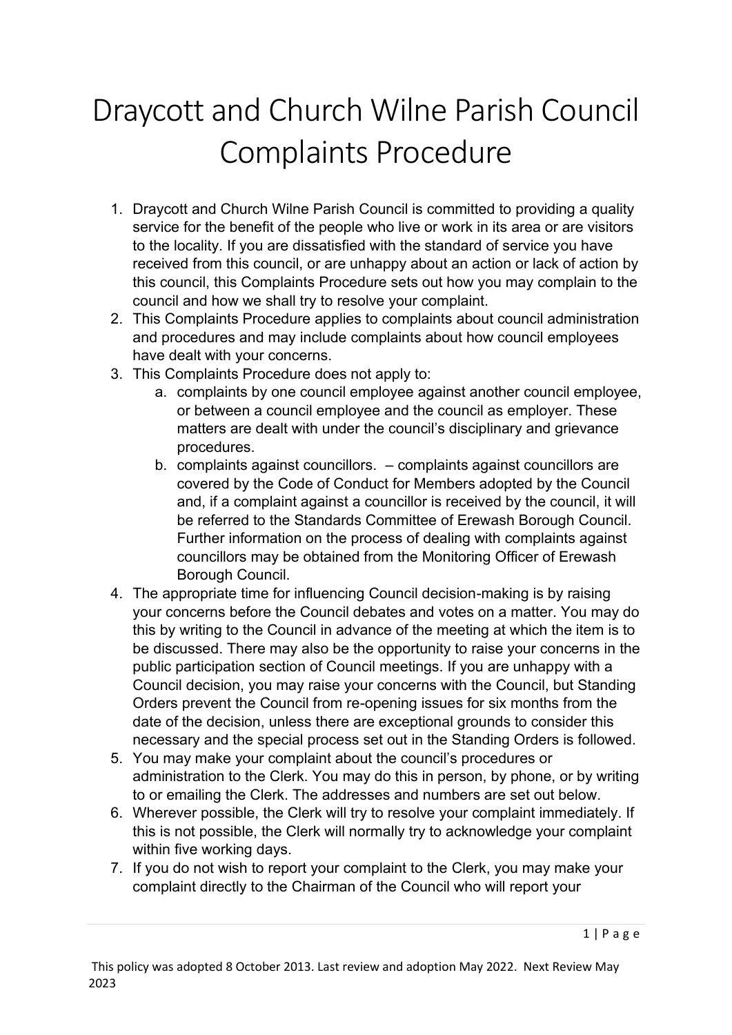# Draycott and Church Wilne Parish Council Complaints Procedure

1. Draycott and Church Wilne Parish Council is committed to providing a quality service for the benefit of the people who live or work in its area or are visitors to the locality. If you are dissatisfied with the standard of service you have received from this council, or are unhappy about an action or lack of action by this council, this Complaints Procedure sets out how you may complain to the council and how we shall try to resolve your complaint.
2. This Complaints Procedure applies to complaints about council administration and procedures and may include complaints about how council employees have dealt with your concerns.
3. This Complaints Procedure does not apply to:
    a. complaints by one council employee against another council employee, or between a council employee and the council as employer. These matters are dealt with under the council's disciplinary and grievance procedures.
    b. complaints against councillors. – complaints against councillors are covered by the Code of Conduct for Members adopted by the Council and, if a complaint against a councillor is received by the council, it will be referred to the Standards Committee of Erewash Borough Council. Further information on the process of dealing with complaints against councillors may be obtained from the Monitoring Officer of Erewash Borough Council.
4. The appropriate time for influencing Council decision-making is by raising your concerns before the Council debates and votes on a matter. You may do this by writing to the Council in advance of the meeting at which the item is to be discussed. There may also be the opportunity to raise your concerns in the public participation section of Council meetings. If you are unhappy with a Council decision, you may raise your concerns with the Council, but Standing Orders prevent the Council from re-opening issues for six months from the date of the decision, unless there are exceptional grounds to consider this necessary and the special process set out in the Standing Orders is followed.
5. You may make your complaint about the council's procedures or administration to the Clerk. You may do this in person, by phone, or by writing to or emailing the Clerk. The addresses and numbers are set out below.
6. Wherever possible, the Clerk will try to resolve your complaint immediately. If this is not possible, the Clerk will normally try to acknowledge your complaint within five working days.
7. If you do not wish to report your complaint to the Clerk, you may make your complaint directly to the Chairman of the Council who will report your

This policy was adopted 8 October 2013. Last review and adoption May 2022. Next Review May 2023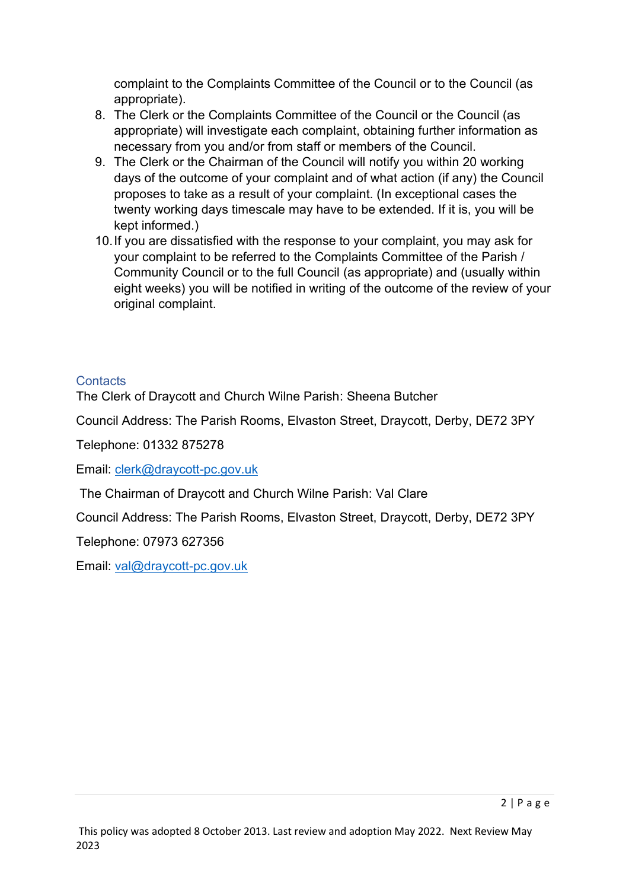complaint to the Complaints Committee of the Council or to the Council (as appropriate).

8. The Clerk or the Complaints Committee of the Council or the Council (as appropriate) will investigate each complaint, obtaining further information as necessary from you and/or from staff or members of the Council.
9. The Clerk or the Chairman of the Council will notify you within 20 working days of the outcome of your complaint and of what action (if any) the Council proposes to take as a result of your complaint. (In exceptional cases the twenty working days timescale may have to be extended. If it is, you will be kept informed.)
10. If you are dissatisfied with the response to your complaint, you may ask for your complaint to be referred to the Complaints Committee of the Parish / Community Council or to the full Council (as appropriate) and (usually within eight weeks) you will be notified in writing of the outcome of the review of your original complaint.

## Contacts

The Clerk of Draycott and Church Wilne Parish: Sheena Butcher

Council Address: The Parish Rooms, Elvaston Street, Draycott, Derby, DE72 3PY

Telephone: 01332 875278

Email: clerk@draycott-pc.gov.uk

The Chairman of Draycott and Church Wilne Parish: Val Clare

Council Address: The Parish Rooms, Elvaston Street, Draycott, Derby, DE72 3PY

Telephone: 07973 627356

Email: val@draycott-pc.gov.uk

This policy was adopted 8 October 2013. Last review and adoption May 2022. Next Review May 2023